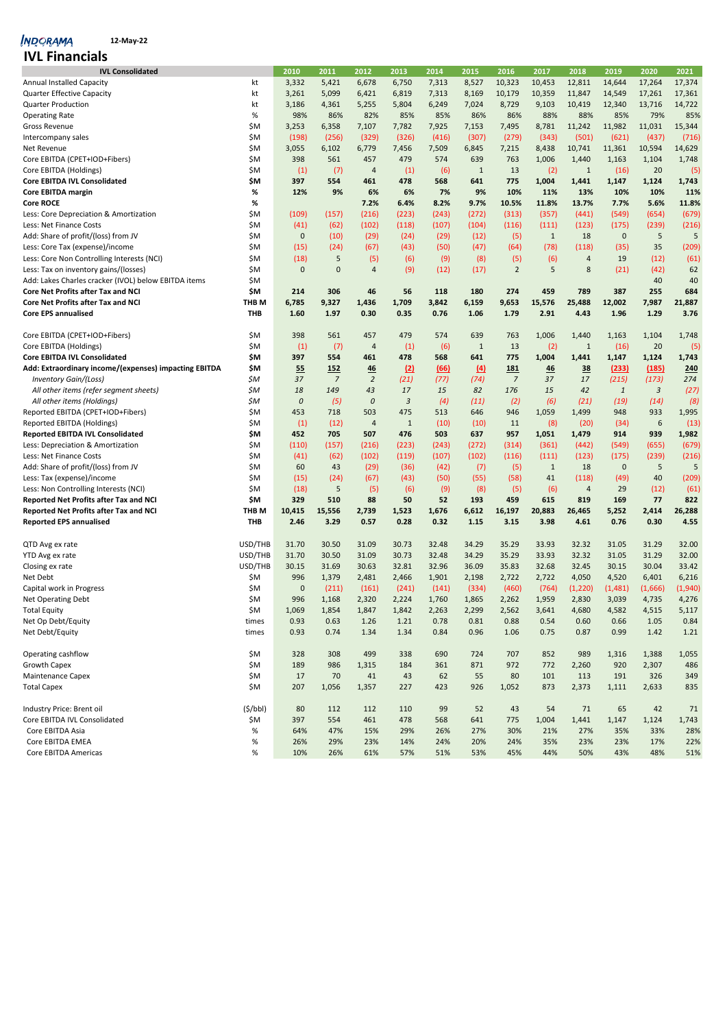INDORAMA 12-May-22

# IVL Financials

| IVL Consolidated | | 2010 | 2011 | 2012 | 2013 | 2014 | 2015 | 2016 | 2017 | 2018 | 2019 | 2020 | 2021 |
|---|---|---|---|---|---|---|---|---|---|---|---|---|---|
| Annual Installed Capacity | kt | 3,332 | 5,421 | 6,678 | 6,750 | 7,313 | 8,527 | 10,323 | 10,453 | 12,811 | 14,644 | 17,264 | 17,374 |
| Quarter Effective Capacity | kt | 3,261 | 5,099 | 6,421 | 6,819 | 7,313 | 8,169 | 10,179 | 10,359 | 11,847 | 14,549 | 17,261 | 17,361 |
| Quarter Production | kt | 3,186 | 4,361 | 5,255 | 5,804 | 6,249 | 7,024 | 8,729 | 9,103 | 10,419 | 12,340 | 13,716 | 14,722 |
| Operating Rate | % | 98% | 86% | 82% | 85% | 85% | 86% | 86% | 88% | 88% | 85% | 79% | 85% |
| Gross Revenue | $M | 3,253 | 6,358 | 7,107 | 7,782 | 7,925 | 7,153 | 7,495 | 8,781 | 11,242 | 11,982 | 11,031 | 15,344 |
| Intercompany sales | $M | (198) | (256) | (329) | (326) | (416) | (307) | (279) | (343) | (501) | (621) | (437) | (716) |
| Net Revenue | $M | 3,055 | 6,102 | 6,779 | 7,456 | 7,509 | 6,845 | 7,215 | 8,438 | 10,741 | 11,361 | 10,594 | 14,629 |
| Core EBITDA (CPET+IOD+Fibers) | $M | 398 | 561 | 457 | 479 | 574 | 639 | 763 | 1,006 | 1,440 | 1,163 | 1,104 | 1,748 |
| Core EBITDA (Holdings) | $M | (1) | (7) | 4 | (1) | (6) | 1 | 13 | (2) | 1 | (16) | 20 | (5) |
| **Core EBITDA IVL Consolidated** | **$M** | **397** | **554** | **461** | **478** | **568** | **641** | **775** | **1,004** | **1,441** | **1,147** | **1,124** | **1,743** |
| **Core EBITDA margin** | **%** | **12%** | **9%** | **6%** | **6%** | **7%** | **9%** | **10%** | **11%** | **13%** | **10%** | **10%** | **11%** |
| **Core ROCE** | **%** | | | **7.2%** | **6.4%** | **8.2%** | **9.7%** | **10.5%** | **11.8%** | **13.7%** | **7.7%** | **5.6%** | **11.8%** |
| Less: Core Depreciation & Amortization | $M | (109) | (157) | (216) | (223) | (243) | (272) | (313) | (357) | (441) | (549) | (654) | (679) |
| Less: Net Finance Costs | $M | (41) | (62) | (102) | (118) | (107) | (104) | (116) | (111) | (123) | (175) | (239) | (216) |
| Add: Share of profit/(loss) from JV | $M | 0 | (10) | (29) | (24) | (29) | (12) | (5) | 1 | 18 | 0 | 5 | 5 |
| Less: Core Tax (expense)/income | $M | (15) | (24) | (67) | (43) | (50) | (47) | (64) | (78) | (118) | (35) | 35 | (209) |
| Less: Core Non Controlling Interests (NCI) | $M | (18) | 5 | (5) | (6) | (9) | (8) | (5) | (6) | 4 | 19 | (12) | (61) |
| Less: Tax on inventory gains/(losses) | $M | 0 | 0 | 4 | (9) | (12) | (17) | 2 | 5 | 8 | (21) | (42) | 62 |
| Add: Lakes Charles cracker (IVOL) below EBITDA items | $M | | | | | | | | | | | 40 | 40 |
| **Core Net Profits after Tax and NCI** | **$M** | **214** | **306** | **46** | **56** | **118** | **180** | **274** | **459** | **789** | **387** | **255** | **684** |
| **Core Net Profits after Tax and NCI** | **THB M** | **6,785** | **9,327** | **1,436** | **1,709** | **3,842** | **6,159** | **9,653** | **15,576** | **25,488** | **12,002** | **7,987** | **21,887** |
| **Core EPS annualised** | **THB** | **1.60** | **1.97** | **0.30** | **0.35** | **0.76** | **1.06** | **1.79** | **2.91** | **4.43** | **1.96** | **1.29** | **3.76** |
| | | | | | | | | | | | | | |
| Core EBITDA (CPET+IOD+Fibers) | $M | 398 | 561 | 457 | 479 | 574 | 639 | 763 | 1,006 | 1,440 | 1,163 | 1,104 | 1,748 |
| Core EBITDA (Holdings) | $M | (1) | (7) | 4 | (1) | (6) | 1 | 13 | (2) | 1 | (16) | 20 | (5) |
| **Core EBITDA IVL Consolidated** | **$M** | **397** | **554** | **461** | **478** | **568** | **641** | **775** | **1,004** | **1,441** | **1,147** | **1,124** | **1,743** |
| **Add: Extraordinary income/(expenses) impacting EBITDA** | **$M** | **55** | **152** | **46** | **(2)** | **(66)** | **(4)** | **181** | **46** | **38** | **(233)** | **(185)** | **240** |
| *Inventory Gain/(Loss)* | *$M* | *37* | *7* | *2* | *(21)* | *(77)* | *(74)* | *7* | *37* | *17* | *(215)* | *(173)* | *274* |
| *All other items (refer segment sheets)* | *$M* | *18* | *149* | *43* | *17* | *15* | *82* | *176* | *15* | *42* | *1* | *3* | *(27)* |
| *All other items (Holdings)* | *$M* | *0* | *(5)* | *0* | *3* | *(4)* | *(11)* | *(2)* | *(6)* | *(21)* | *(19)* | *(14)* | *(8)* |
| Reported EBITDA (CPET+IOD+Fibers) | $M | 453 | 718 | 503 | 475 | 513 | 646 | 946 | 1,059 | 1,499 | 948 | 933 | 1,995 |
| Reported EBITDA (Holdings) | $M | (1) | (12) | 4 | 1 | (10) | (10) | 11 | (8) | (20) | (34) | 6 | (13) |
| **Reported EBITDA IVL Consolidated** | **$M** | **452** | **705** | **507** | **476** | **503** | **637** | **957** | **1,051** | **1,479** | **914** | **939** | **1,982** |
| Less: Depreciation & Amortization | $M | (110) | (157) | (216) | (223) | (243) | (272) | (314) | (361) | (442) | (549) | (655) | (679) |
| Less: Net Finance Costs | $M | (41) | (62) | (102) | (119) | (107) | (102) | (116) | (111) | (123) | (175) | (239) | (216) |
| Add: Share of profit/(loss) from JV | $M | 60 | 43 | (29) | (36) | (42) | (7) | (5) | 1 | 18 | 0 | 5 | 5 |
| Less: Tax (expense)/income | $M | (15) | (24) | (67) | (43) | (50) | (55) | (58) | 41 | (118) | (49) | 40 | (209) |
| Less: Non Controlling Interests (NCI) | $M | (18) | 5 | (5) | (6) | (9) | (8) | (5) | (6) | 4 | 29 | (12) | (61) |
| **Reported Net Profits after Tax and NCI** | **$M** | **329** | **510** | **88** | **50** | **52** | **193** | **459** | **615** | **819** | **169** | **77** | **822** |
| **Reported Net Profits after Tax and NCI** | **THB M** | **10,415** | **15,556** | **2,739** | **1,523** | **1,676** | **6,612** | **16,197** | **20,883** | **26,465** | **5,252** | **2,414** | **26,288** |
| **Reported EPS annualised** | **THB** | **2.46** | **3.29** | **0.57** | **0.28** | **0.32** | **1.15** | **3.15** | **3.98** | **4.61** | **0.76** | **0.30** | **4.55** |
| | | | | | | | | | | | | | |
| QTD Avg ex rate | USD/THB | 31.70 | 30.50 | 31.09 | 30.73 | 32.48 | 34.29 | 35.29 | 33.93 | 32.32 | 31.05 | 31.29 | 32.00 |
| YTD Avg ex rate | USD/THB | 31.70 | 30.50 | 31.09 | 30.73 | 32.48 | 34.29 | 35.29 | 33.93 | 32.32 | 31.05 | 31.29 | 32.00 |
| Closing ex rate | USD/THB | 30.15 | 31.69 | 30.63 | 32.81 | 32.96 | 36.09 | 35.83 | 32.68 | 32.45 | 30.15 | 30.04 | 33.42 |
| Net Debt | $M | 996 | 1,379 | 2,481 | 2,466 | 1,901 | 2,198 | 2,722 | 2,722 | 4,050 | 4,520 | 6,401 | 6,216 |
| Capital work in Progress | $M | 0 | (211) | (161) | (241) | (141) | (334) | (460) | (764) | (1,220) | (1,481) | (1,666) | (1,940) |
| Net Operating Debt | $M | 996 | 1,168 | 2,320 | 2,224 | 1,760 | 1,865 | 2,262 | 1,959 | 2,830 | 3,039 | 4,735 | 4,276 |
| Total Equity | $M | 1,069 | 1,854 | 1,847 | 1,842 | 2,263 | 2,299 | 2,562 | 3,641 | 4,680 | 4,582 | 4,515 | 5,117 |
| Net Op Debt/Equity | times | 0.93 | 0.63 | 1.26 | 1.21 | 0.78 | 0.81 | 0.88 | 0.54 | 0.60 | 0.66 | 1.05 | 0.84 |
| Net Debt/Equity | times | 0.93 | 0.74 | 1.34 | 1.34 | 0.84 | 0.96 | 1.06 | 0.75 | 0.87 | 0.99 | 1.42 | 1.21 |
| | | | | | | | | | | | | | |
| Operating cashflow | $M | 328 | 308 | 499 | 338 | 690 | 724 | 707 | 852 | 989 | 1,316 | 1,388 | 1,055 |
| Growth Capex | $M | 189 | 986 | 1,315 | 184 | 361 | 871 | 972 | 772 | 2,260 | 920 | 2,307 | 486 |
| Maintenance Capex | $M | 17 | 70 | 41 | 43 | 62 | 55 | 80 | 101 | 113 | 191 | 326 | 349 |
| Total Capex | $M | 207 | 1,056 | 1,357 | 227 | 423 | 926 | 1,052 | 873 | 2,373 | 1,111 | 2,633 | 835 |
| | | | | | | | | | | | | | |
| Industry Price: Brent oil | ($/bbl) | 80 | 112 | 112 | 110 | 99 | 52 | 43 | 54 | 71 | 65 | 42 | 71 |
| Core EBITDA IVL Consolidated | $M | 397 | 554 | 461 | 478 | 568 | 641 | 775 | 1,004 | 1,441 | 1,147 | 1,124 | 1,743 |
| Core EBITDA Asia | % | 64% | 47% | 15% | 29% | 26% | 27% | 30% | 21% | 27% | 35% | 33% | 28% |
| Core EBITDA EMEA | % | 26% | 29% | 23% | 14% | 24% | 20% | 24% | 35% | 23% | 23% | 17% | 22% |
| Core EBITDA Americas | % | 10% | 26% | 61% | 57% | 51% | 53% | 45% | 44% | 50% | 43% | 48% | 51% |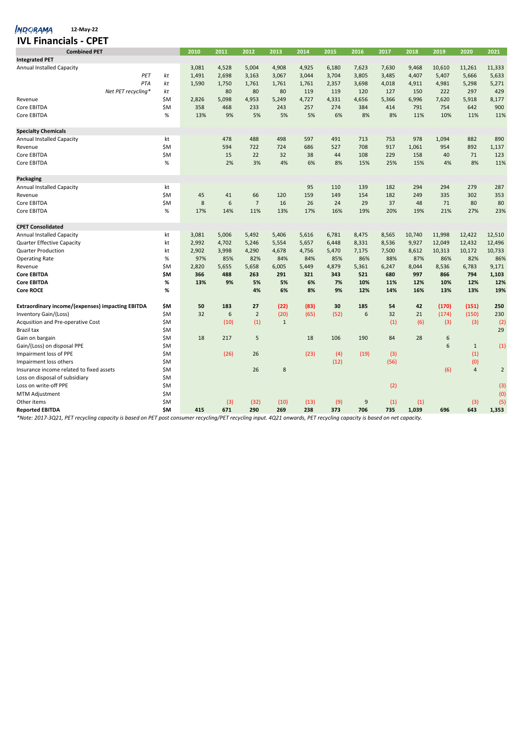INDORAMA 12-May-22

# IVL Financials - CPET

| Combined PET | | 2010 | 2011 | 2012 | 2013 | 2014 | 2015 | 2016 | 2017 | 2018 | 2019 | 2020 | 2021 |
|---|---|---|---|---|---|---|---|---|---|---|---|---|---|
| **Integrated PET** | | | | | | | | | | | | | |
| Annual Installed Capacity | | 3,081 | 4,528 | 5,004 | 4,908 | 4,925 | 6,180 | 7,623 | 7,630 | 9,468 | 10,610 | 11,261 | 11,333 |
| *PET* | *kt* | 1,491 | 2,698 | 3,163 | 3,067 | 3,044 | 3,704 | 3,805 | 3,485 | 4,407 | 5,407 | 5,666 | 5,633 |
| *PTA* | *kt* | 1,590 | 1,750 | 1,761 | 1,761 | 1,761 | 2,357 | 3,698 | 4,018 | 4,911 | 4,981 | 5,298 | 5,271 |
| *Net PET recycling** | *kt* | | 80 | 80 | 80 | 119 | 119 | 120 | 127 | 150 | 222 | 297 | 429 |
| Revenue | $M | 2,826 | 5,098 | 4,953 | 5,249 | 4,727 | 4,331 | 4,656 | 5,366 | 6,996 | 7,620 | 5,918 | 8,177 |
| Core EBITDA | $M | 358 | 468 | 233 | 243 | 257 | 274 | 384 | 414 | 791 | 754 | 642 | 900 |
| Core EBITDA | % | 13% | 9% | 5% | 5% | 5% | 6% | 8% | 8% | 11% | 10% | 11% | 11% |
| **Specialty Chemicals** | | | | | | | | | | | | | |
| Annual Installed Capacity | kt | | 478 | 488 | 498 | 597 | 491 | 713 | 753 | 978 | 1,094 | 882 | 890 |
| Revenue | $M | | 594 | 722 | 724 | 686 | 527 | 708 | 917 | 1,061 | 954 | 892 | 1,137 |
| Core EBITDA | $M | | 15 | 22 | 32 | 38 | 44 | 108 | 229 | 158 | 40 | 71 | 123 |
| Core EBITDA | % | | 2% | 3% | 4% | 6% | 8% | 15% | 25% | 15% | 4% | 8% | 11% |
| **Packaging** | | | | | | | | | | | | | |
| Annual Installed Capacity | kt | | | | | 95 | 110 | 139 | 182 | 294 | 294 | 279 | 287 |
| Revenue | $M | 45 | 41 | 66 | 120 | 159 | 149 | 154 | 182 | 249 | 335 | 302 | 353 |
| Core EBITDA | $M | 8 | 6 | 7 | 16 | 26 | 24 | 29 | 37 | 48 | 71 | 80 | 80 |
| Core EBITDA | % | 17% | 14% | 11% | 13% | 17% | 16% | 19% | 20% | 19% | 21% | 27% | 23% |
| **CPET Consolidated** | | | | | | | | | | | | | |
| Annual Installed Capacity | kt | 3,081 | 5,006 | 5,492 | 5,406 | 5,616 | 6,781 | 8,475 | 8,565 | 10,740 | 11,998 | 12,422 | 12,510 |
| Quarter Effective Capacity | kt | 2,992 | 4,702 | 5,246 | 5,554 | 5,657 | 6,448 | 8,331 | 8,536 | 9,927 | 12,049 | 12,432 | 12,496 |
| Quarter Production | kt | 2,902 | 3,998 | 4,290 | 4,678 | 4,756 | 5,470 | 7,175 | 7,500 | 8,612 | 10,313 | 10,172 | 10,733 |
| Operating Rate | % | 97% | 85% | 82% | 84% | 84% | 85% | 86% | 88% | 87% | 86% | 82% | 86% |
| Revenue | $M | 2,820 | 5,655 | 5,658 | 6,005 | 5,449 | 4,879 | 5,361 | 6,247 | 8,044 | 8,536 | 6,783 | 9,171 |
| **Core EBITDA** | **$M** | **366** | **488** | **263** | **291** | **321** | **343** | **521** | **680** | **997** | **866** | **794** | **1,103** |
| **Core EBITDA** | **%** | **13%** | **9%** | **5%** | **5%** | **6%** | **7%** | **10%** | **11%** | **12%** | **10%** | **12%** | **12%** |
| **Core ROCE** | **%** | | | **4%** | **6%** | **8%** | **9%** | **12%** | **14%** | **16%** | **13%** | **13%** | **19%** |
| **Extraordinary income/(expenses) impacting EBITDA** | **$M** | **50** | **183** | **27** | **(22)** | **(83)** | **30** | **185** | **54** | **42** | **(170)** | **(151)** | **250** |
| Inventory Gain/(Loss) | $M | 32 | 6 | 2 | (20) | (65) | (52) | 6 | 32 | 21 | (174) | (150) | 230 |
| Acqusition and Pre-operative Cost | $M | | (10) | (1) | 1 | | | | (1) | (6) | (3) | (3) | (2) |
| Brazil tax | $M | | | | | | | | | | | | 29 |
| Gain on bargain | $M | 18 | 217 | 5 | | 18 | 106 | 190 | 84 | 28 | 6 | | |
| Gain/(Loss) on disposal PPE | $M | | | | | | | | | | 6 | 1 | (1) |
| Impairment loss of PPE | $M | | (26) | 26 | | (23) | (4) | (19) | (3) | | | (1) | |
| Impairment loss others | $M | | | | | | (12) | | (56) | | | (0) | |
| Insurance income related to fixed assets | $M | | | 26 | 8 | | | | | | (6) | 4 | 2 |
| Loss on disposal of subsidiary | $M | | | | | | | | | | | | |
| Loss on write-off PPE | $M | | | | | | | | (2) | | | | (3) |
| MTM Adjustment | $M | | | | | | | | | | | | (0) |
| Other items | $M | | (3) | (32) | (10) | (13) | (9) | 9 | (1) | (1) | | (3) | (5) |
| **Reported EBITDA** | **$M** | **415** | **671** | **290** | **269** | **238** | **373** | **706** | **735** | **1,039** | **696** | **643** | **1,353** |

*\*Note: 2017-3Q21, PET recycling capacity is based on PET post consumer recycling/PET recycling input. 4Q21 onwards, PET recycling capacity is based on net capacity.*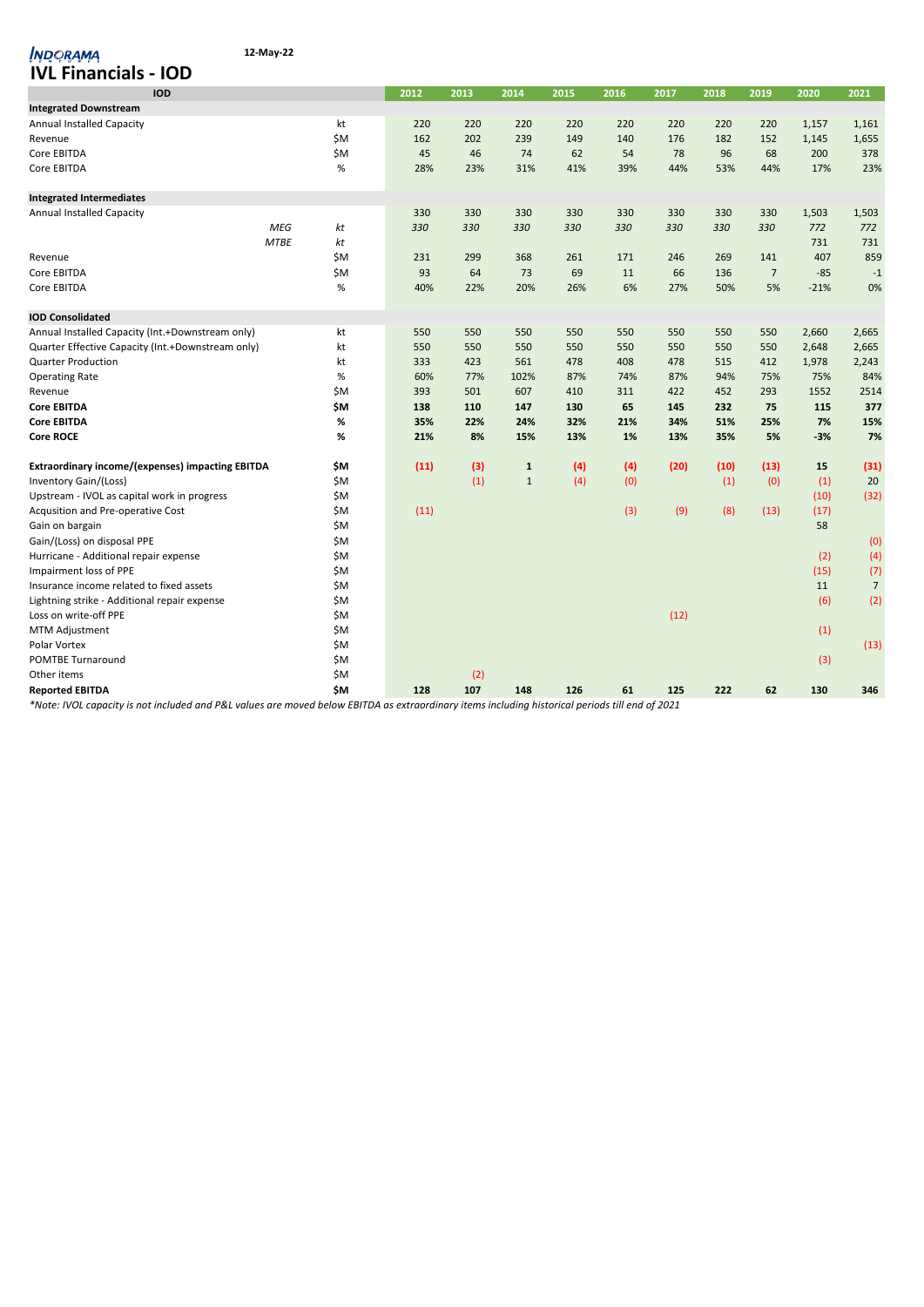INDORAMA 12-May-22

# IVL Financials - IOD

| IOD | | 2012 | 2013 | 2014 | 2015 | 2016 | 2017 | 2018 | 2019 | 2020 | 2021 |
|---|---|---|---|---|---|---|---|---|---|---|---|
| **Integrated Downstream** | | | | | | | | | | | |
| Annual Installed Capacity | kt | 220 | 220 | 220 | 220 | 220 | 220 | 220 | 220 | 1,157 | 1,161 |
| Revenue | $M | 162 | 202 | 239 | 149 | 140 | 176 | 182 | 152 | 1,145 | 1,655 |
| Core EBITDA | $M | 45 | 46 | 74 | 62 | 54 | 78 | 96 | 68 | 200 | 378 |
| Core EBITDA | % | 28% | 23% | 31% | 41% | 39% | 44% | 53% | 44% | 17% | 23% |
| | | | | | | | | | | | |
| **Integrated Intermediates** | | | | | | | | | | | |
| Annual Installed Capacity | | 330 | 330 | 330 | 330 | 330 | 330 | 330 | 330 | 1,503 | 1,503 |
| *MEG* | *kt* | *330* | *330* | *330* | *330* | *330* | *330* | *330* | *330* | *772* | *772* |
| *MTBE* | *kt* | | | | | | | | | 731 | 731 |
| Revenue | $M | 231 | 299 | 368 | 261 | 171 | 246 | 269 | 141 | 407 | 859 |
| Core EBITDA | $M | 93 | 64 | 73 | 69 | 11 | 66 | 136 | 7 | -85 | -1 |
| Core EBITDA | % | 40% | 22% | 20% | 26% | 6% | 27% | 50% | 5% | -21% | 0% |
| | | | | | | | | | | | |
| **IOD Consolidated** | | | | | | | | | | | |
| Annual Installed Capacity (Int.+Downstream only) | kt | 550 | 550 | 550 | 550 | 550 | 550 | 550 | 550 | 2,660 | 2,665 |
| Quarter Effective Capacity (Int.+Downstream only) | kt | 550 | 550 | 550 | 550 | 550 | 550 | 550 | 550 | 2,648 | 2,665 |
| Quarter Production | kt | 333 | 423 | 561 | 478 | 408 | 478 | 515 | 412 | 1,978 | 2,243 |
| Operating Rate | % | 60% | 77% | 102% | 87% | 74% | 87% | 94% | 75% | 75% | 84% |
| Revenue | $M | 393 | 501 | 607 | 410 | 311 | 422 | 452 | 293 | 1552 | 2514 |
| **Core EBITDA** | **$M** | **138** | **110** | **147** | **130** | **65** | **145** | **232** | **75** | **115** | **377** |
| **Core EBITDA** | **%** | **35%** | **22%** | **24%** | **32%** | **21%** | **34%** | **51%** | **25%** | **7%** | **15%** |
| **Core ROCE** | **%** | **21%** | **8%** | **15%** | **13%** | **1%** | **13%** | **35%** | **5%** | **-3%** | **7%** |
| | | | | | | | | | | | |
| **Extraordinary income/(expenses) impacting EBITDA** | **$M** | **(11)** | **(3)** | **1** | **(4)** | **(4)** | **(20)** | **(10)** | **(13)** | **15** | **(31)** |
| Inventory Gain/(Loss) | $M | | (1) | 1 | (4) | (0) | | (1) | (0) | (1) | 20 |
| Upstream - IVOL as capital work in progress | $M | | | | | | | | | (10) | (32) |
| Acqusition and Pre-operative Cost | $M | (11) | | | | (3) | (9) | (8) | (13) | (17) | |
| Gain on bargain | $M | | | | | | | | | 58 | |
| Gain/(Loss) on disposal PPE | $M | | | | | | | | | | (0) |
| Hurricane - Additional repair expense | $M | | | | | | | | | (2) | (4) |
| Impairment loss of PPE | $M | | | | | | | | | (15) | (7) |
| Insurance income related to fixed assets | $M | | | | | | | | | 11 | 7 |
| Lightning strike - Additional repair expense | $M | | | | | | | | | (6) | (2) |
| Loss on write-off PPE | $M | | | | | | (12) | | | | |
| MTM Adjustment | $M | | | | | | | | | (1) | |
| Polar Vortex | $M | | | | | | | | | | (13) |
| POMTBE Turnaround | $M | | | | | | | | | (3) | |
| Other items | $M | | (2) | | | | | | | | |
| **Reported EBITDA** | **$M** | **128** | **107** | **148** | **126** | **61** | **125** | **222** | **62** | **130** | **346** |

**Note: IVOL capacity is not included and P&L values are moved below EBITDA as extraordinary items including historical periods till end of 2021*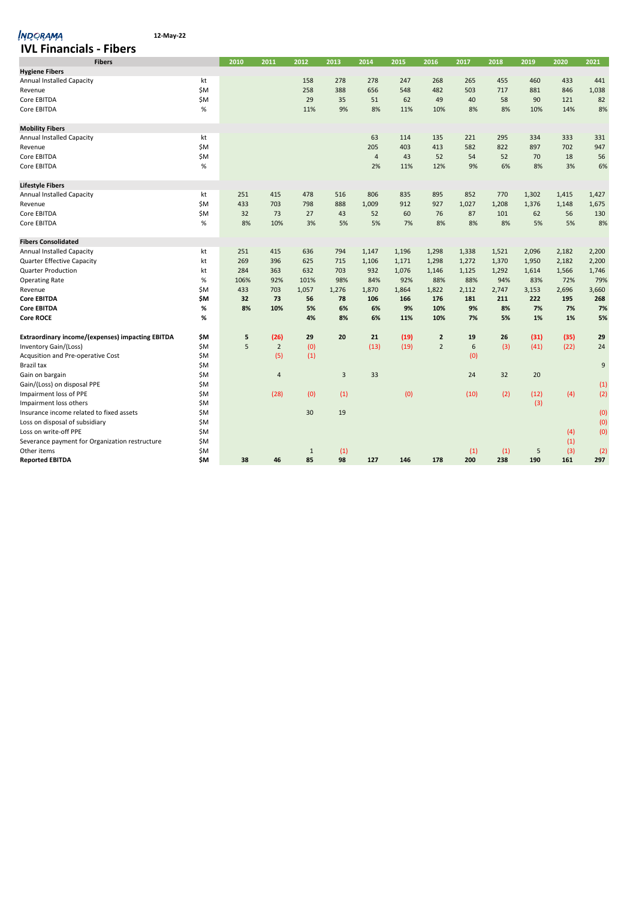# IVL Financials - Fibers

12-May-22

| Fibers | | 2010 | 2011 | 2012 | 2013 | 2014 | 2015 | 2016 | 2017 | 2018 | 2019 | 2020 | 2021 |
|---|---|---|---|---|---|---|---|---|---|---|---|---|---|
| **Hygiene Fibers** | | | | | | | | | | | | | |
| Annual Installed Capacity | kt | | | 158 | 278 | 278 | 247 | 268 | 265 | 455 | 460 | 433 | 441 |
| Revenue | $M | | | 258 | 388 | 656 | 548 | 482 | 503 | 717 | 881 | 846 | 1,038 |
| Core EBITDA | $M | | | 29 | 35 | 51 | 62 | 49 | 40 | 58 | 90 | 121 | 82 |
| Core EBITDA | % | | | 11% | 9% | 8% | 11% | 10% | 8% | 8% | 10% | 14% | 8% |
| **Mobility Fibers** | | | | | | | | | | | | | |
| Annual Installed Capacity | kt | | | | | 63 | 114 | 135 | 221 | 295 | 334 | 333 | 331 |
| Revenue | $M | | | | | 205 | 403 | 413 | 582 | 822 | 897 | 702 | 947 |
| Core EBITDA | $M | | | | | 4 | 43 | 52 | 54 | 52 | 70 | 18 | 56 |
| Core EBITDA | % | | | | | 2% | 11% | 12% | 9% | 6% | 8% | 3% | 6% |
| **Lifestyle Fibers** | | | | | | | | | | | | | |
| Annual Installed Capacity | kt | 251 | 415 | 478 | 516 | 806 | 835 | 895 | 852 | 770 | 1,302 | 1,415 | 1,427 |
| Revenue | $M | 433 | 703 | 798 | 888 | 1,009 | 912 | 927 | 1,027 | 1,208 | 1,376 | 1,148 | 1,675 |
| Core EBITDA | $M | 32 | 73 | 27 | 43 | 52 | 60 | 76 | 87 | 101 | 62 | 56 | 130 |
| Core EBITDA | % | 8% | 10% | 3% | 5% | 5% | 7% | 8% | 8% | 8% | 5% | 5% | 8% |
| **Fibers Consolidated** | | | | | | | | | | | | | |
| Annual Installed Capacity | kt | 251 | 415 | 636 | 794 | 1,147 | 1,196 | 1,298 | 1,338 | 1,521 | 2,096 | 2,182 | 2,200 |
| Quarter Effective Capacity | kt | 269 | 396 | 625 | 715 | 1,106 | 1,171 | 1,298 | 1,272 | 1,370 | 1,950 | 2,182 | 2,200 |
| Quarter Production | kt | 284 | 363 | 632 | 703 | 932 | 1,076 | 1,146 | 1,125 | 1,292 | 1,614 | 1,566 | 1,746 |
| Operating Rate | % | 106% | 92% | 101% | 98% | 84% | 92% | 88% | 88% | 94% | 83% | 72% | 79% |
| Revenue | $M | 433 | 703 | 1,057 | 1,276 | 1,870 | 1,864 | 1,822 | 2,112 | 2,747 | 3,153 | 2,696 | 3,660 |
| **Core EBITDA** | **$M** | **32** | **73** | **56** | **78** | **106** | **166** | **176** | **181** | **211** | **222** | **195** | **268** |
| **Core EBITDA** | **%** | **8%** | **10%** | **5%** | **6%** | **6%** | **9%** | **10%** | **9%** | **8%** | **7%** | **7%** | **7%** |
| **Core ROCE** | **%** | | | **4%** | **8%** | **6%** | **11%** | **10%** | **7%** | **5%** | **1%** | **1%** | **5%** |
| **Extraordinary income/(expenses) impacting EBITDA** | **$M** | **5** | **(26)** | **29** | **20** | **21** | **(19)** | **2** | **19** | **26** | **(31)** | **(35)** | **29** |
| Inventory Gain/(Loss) | $M | 5 | 2 | (0) | | (13) | (19) | 2 | 6 | (3) | (41) | (22) | 24 |
| Acqusition and Pre-operative Cost | $M | | (5) | (1) | | | | | (0) | | | | |
| Brazil tax | $M | | | | | | | | | | | | 9 |
| Gain on bargain | $M | | 4 | | 3 | 33 | | | 24 | 32 | 20 | | |
| Gain/(Loss) on disposal PPE | $M | | | | | | | | | | | | (1) |
| Impairment loss of PPE | $M | | (28) | (0) | (1) | | (0) | | (10) | (2) | (12) | (4) | (2) |
| Impairment loss others | $M | | | | | | | | | | (3) | | |
| Insurance income related to fixed assets | $M | | | 30 | 19 | | | | | | | | (0) |
| Loss on disposal of subsidiary | $M | | | | | | | | | | | | (0) |
| Loss on write-off PPE | $M | | | | | | | | | | | (4) | (0) |
| Severance payment for Organization restructure | $M | | | | | | | | | | | (1) | |
| Other items | $M | | | 1 | (1) | | | | (1) | (1) | 5 | (3) | (2) |
| **Reported EBITDA** | **$M** | **38** | **46** | **85** | **98** | **127** | **146** | **178** | **200** | **238** | **190** | **161** | **297** |